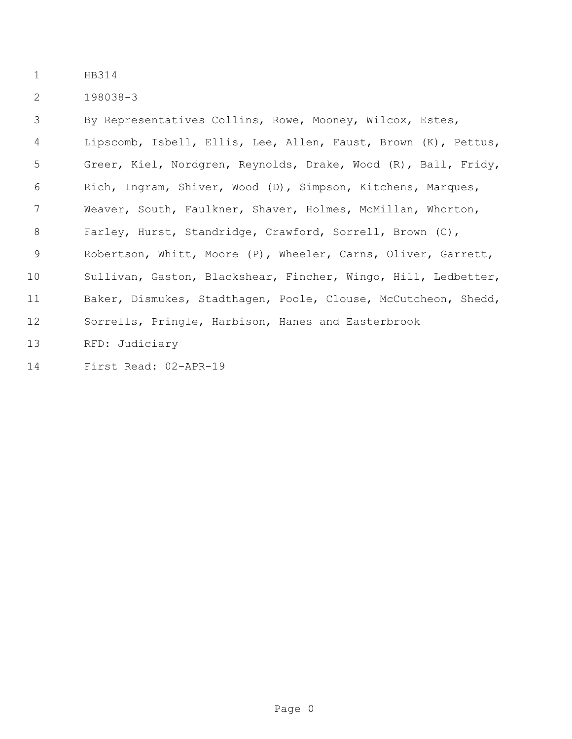HB314

198038-3

By Representatives Collins, Rowe, Mooney, Wilcox, Estes, Lipscomb, Isbell, Ellis, Lee, Allen, Faust, Brown (K), Pettus, Greer, Kiel, Nordgren, Reynolds, Drake, Wood (R), Ball, Fridy, Rich, Ingram, Shiver, Wood (D), Simpson, Kitchens, Marques, Weaver, South, Faulkner, Shaver, Holmes, McMillan, Whorton, Farley, Hurst, Standridge, Crawford, Sorrell, Brown (C), Robertson, Whitt, Moore (P), Wheeler, Carns, Oliver, Garrett, Sullivan, Gaston, Blackshear, Fincher, Wingo, Hill, Ledbetter, Baker, Dismukes, Stadthagen, Poole, Clouse, McCutcheon, Shedd, Sorrells, Pringle, Harbison, Hanes and Easterbrook

RFD: Judiciary

First Read: 02-APR-19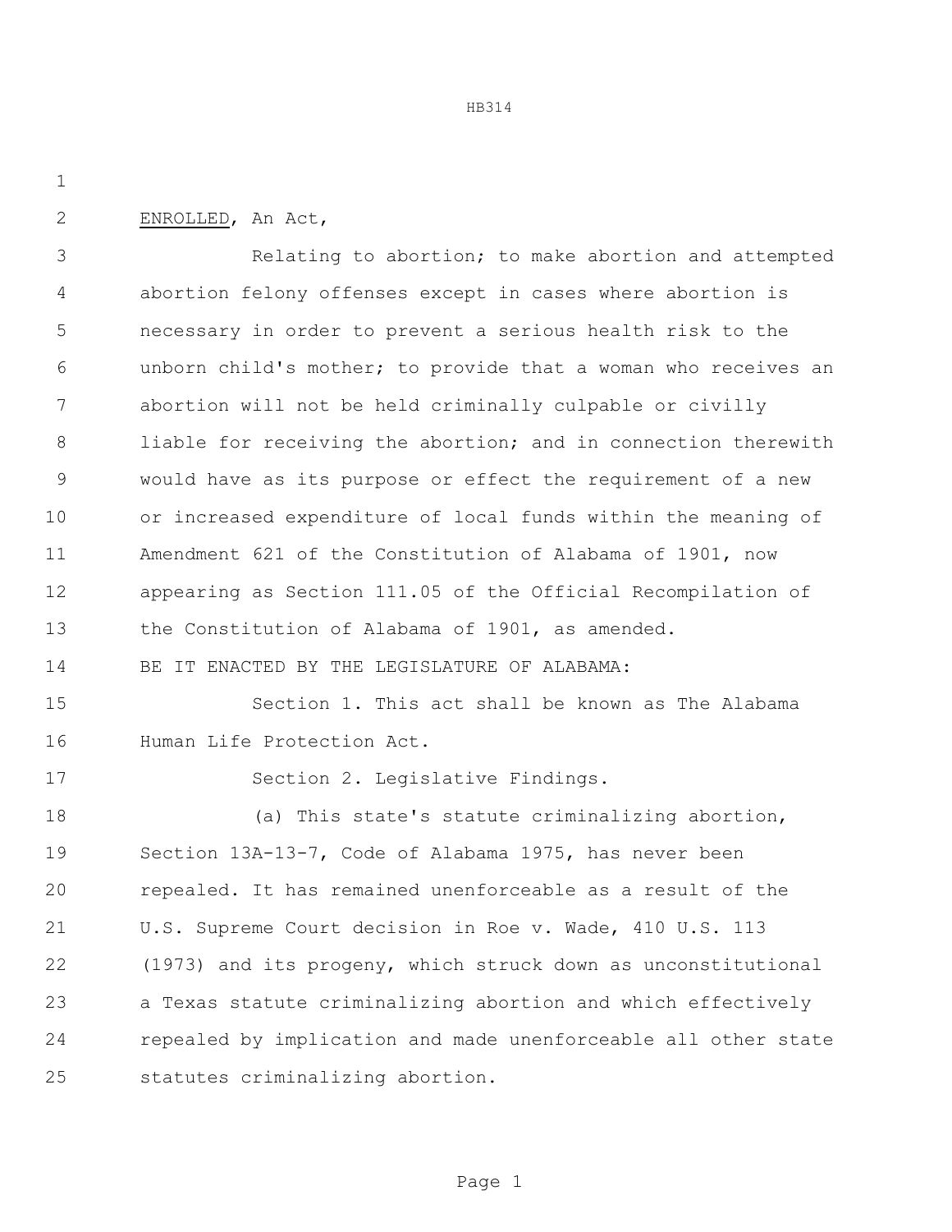ENROLLED, An Act,

Relating to abortion; to make abortion and attempted abortion felony offenses except in cases where abortion is necessary in order to prevent a serious health risk to the unborn child's mother; to provide that a woman who receives an abortion will not be held criminally culpable or civilly liable for receiving the abortion; and in connection therewith would have as its purpose or effect the requirement of a new or increased expenditure of local funds within the meaning of Amendment 621 of the Constitution of Alabama of 1901, now appearing as Section 111.05 of the Official Recompilation of the Constitution of Alabama of 1901, as amended.

BE IT ENACTED BY THE LEGISLATURE OF ALABAMA:

Section 1. This act shall be known as The Alabama Human Life Protection Act.

Section 2. Legislative Findings.

(a) This state's statute criminalizing abortion, Section 13A-13-7, Code of Alabama 1975, has never been repealed. It has remained unenforceable as a result of the U.S. Supreme Court decision in Roe v. Wade, 410 U.S. 113 (1973) and its progeny, which struck down as unconstitutional a Texas statute criminalizing abortion and which effectively repealed by implication and made unenforceable all other state statutes criminalizing abortion.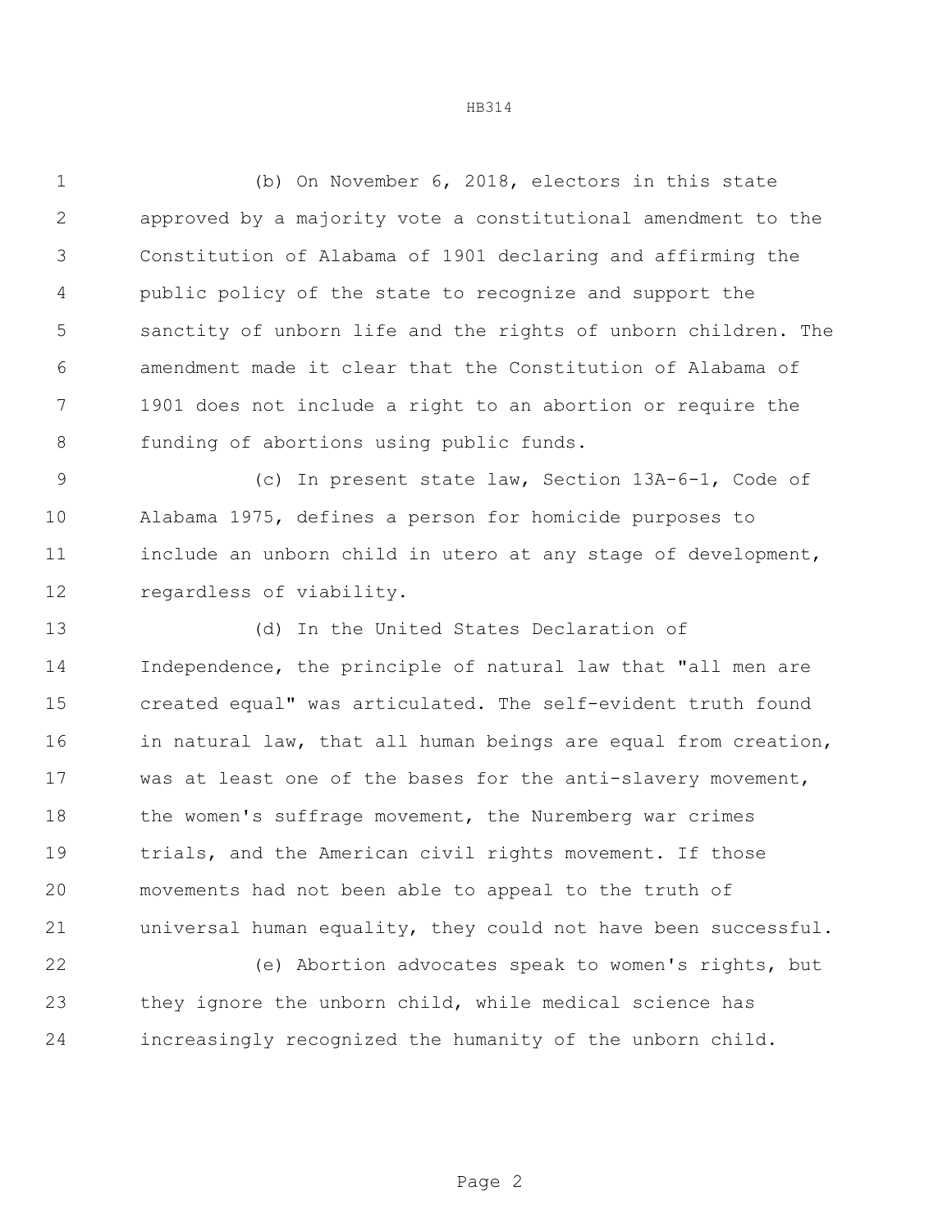(b) On November 6, 2018, electors in this state approved by a majority vote a constitutional amendment to the Constitution of Alabama of 1901 declaring and affirming the public policy of the state to recognize and support the sanctity of unborn life and the rights of unborn children. The amendment made it clear that the Constitution of Alabama of 1901 does not include a right to an abortion or require the funding of abortions using public funds.

(c) In present state law, Section 13A-6-1, Code of Alabama 1975, defines a person for homicide purposes to include an unborn child in utero at any stage of development, regardless of viability.

(d) In the United States Declaration of Independence, the principle of natural law that "all men are created equal" was articulated. The self-evident truth found in natural law, that all human beings are equal from creation, was at least one of the bases for the anti-slavery movement, the women's suffrage movement, the Nuremberg war crimes trials, and the American civil rights movement. If those movements had not been able to appeal to the truth of universal human equality, they could not have been successful.

(e) Abortion advocates speak to women's rights, but they ignore the unborn child, while medical science has increasingly recognized the humanity of the unborn child.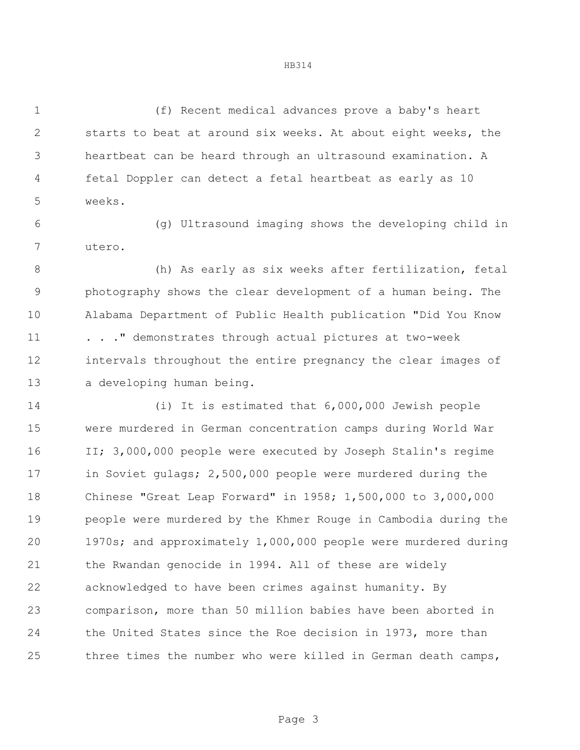(f) Recent medical advances prove a baby's heart starts to beat at around six weeks. At about eight weeks, the heartbeat can be heard through an ultrasound examination. A fetal Doppler can detect a fetal heartbeat as early as 10 weeks.

(g) Ultrasound imaging shows the developing child in utero.

(h) As early as six weeks after fertilization, fetal photography shows the clear development of a human being. The Alabama Department of Public Health publication "Did You Know . . ." demonstrates through actual pictures at two-week intervals throughout the entire pregnancy the clear images of a developing human being.

(i) It is estimated that 6,000,000 Jewish people were murdered in German concentration camps during World War II; 3,000,000 people were executed by Joseph Stalin's regime in Soviet gulags; 2,500,000 people were murdered during the Chinese "Great Leap Forward" in 1958; 1,500,000 to 3,000,000 people were murdered by the Khmer Rouge in Cambodia during the 1970s; and approximately 1,000,000 people were murdered during the Rwandan genocide in 1994. All of these are widely acknowledged to have been crimes against humanity. By comparison, more than 50 million babies have been aborted in the United States since the Roe decision in 1973, more than three times the number who were killed in German death camps,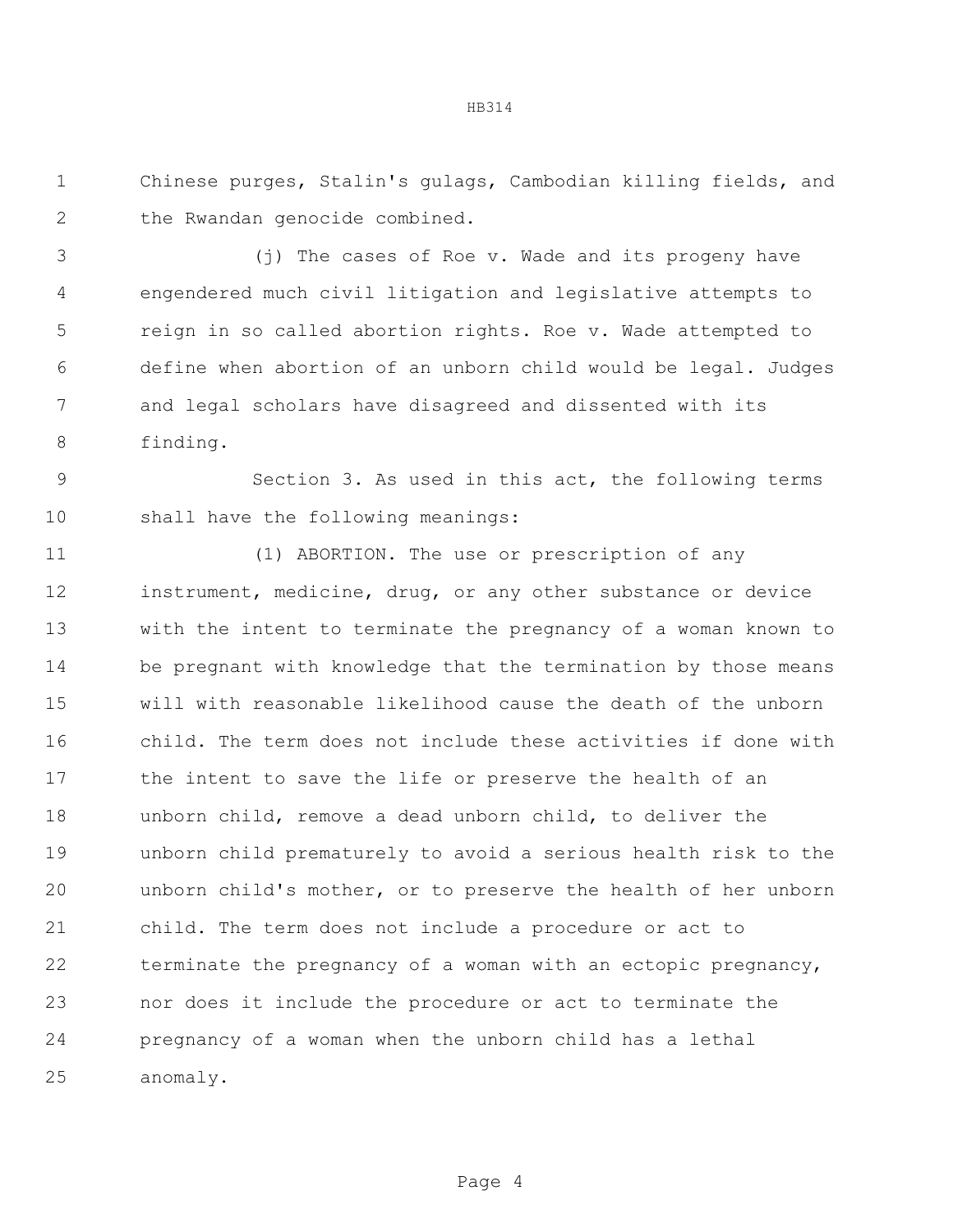Chinese purges, Stalin's gulags, Cambodian killing fields, and the Rwandan genocide combined.

(j) The cases of Roe v. Wade and its progeny have engendered much civil litigation and legislative attempts to reign in so called abortion rights. Roe v. Wade attempted to define when abortion of an unborn child would be legal. Judges and legal scholars have disagreed and dissented with its finding.

Section 3. As used in this act, the following terms shall have the following meanings:

(1) ABORTION. The use or prescription of any instrument, medicine, drug, or any other substance or device with the intent to terminate the pregnancy of a woman known to be pregnant with knowledge that the termination by those means will with reasonable likelihood cause the death of the unborn child. The term does not include these activities if done with the intent to save the life or preserve the health of an unborn child, remove a dead unborn child, to deliver the unborn child prematurely to avoid a serious health risk to the unborn child's mother, or to preserve the health of her unborn child. The term does not include a procedure or act to terminate the pregnancy of a woman with an ectopic pregnancy, nor does it include the procedure or act to terminate the pregnancy of a woman when the unborn child has a lethal anomaly.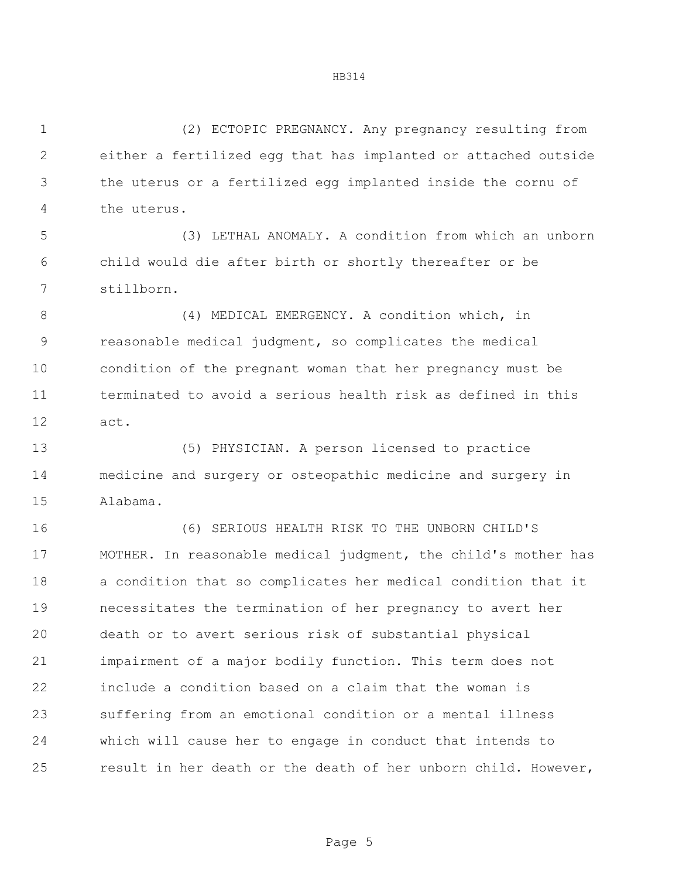(2) ECTOPIC PREGNANCY. Any pregnancy resulting from either a fertilized egg that has implanted or attached outside the uterus or a fertilized egg implanted inside the cornu of the uterus.

(3) LETHAL ANOMALY. A condition from which an unborn child would die after birth or shortly thereafter or be stillborn.

(4) MEDICAL EMERGENCY. A condition which, in reasonable medical judgment, so complicates the medical condition of the pregnant woman that her pregnancy must be terminated to avoid a serious health risk as defined in this act.

(5) PHYSICIAN. A person licensed to practice medicine and surgery or osteopathic medicine and surgery in Alabama.

(6) SERIOUS HEALTH RISK TO THE UNBORN CHILD'S MOTHER. In reasonable medical judgment, the child's mother has a condition that so complicates her medical condition that it necessitates the termination of her pregnancy to avert her death or to avert serious risk of substantial physical impairment of a major bodily function. This term does not include a condition based on a claim that the woman is suffering from an emotional condition or a mental illness which will cause her to engage in conduct that intends to result in her death or the death of her unborn child. However,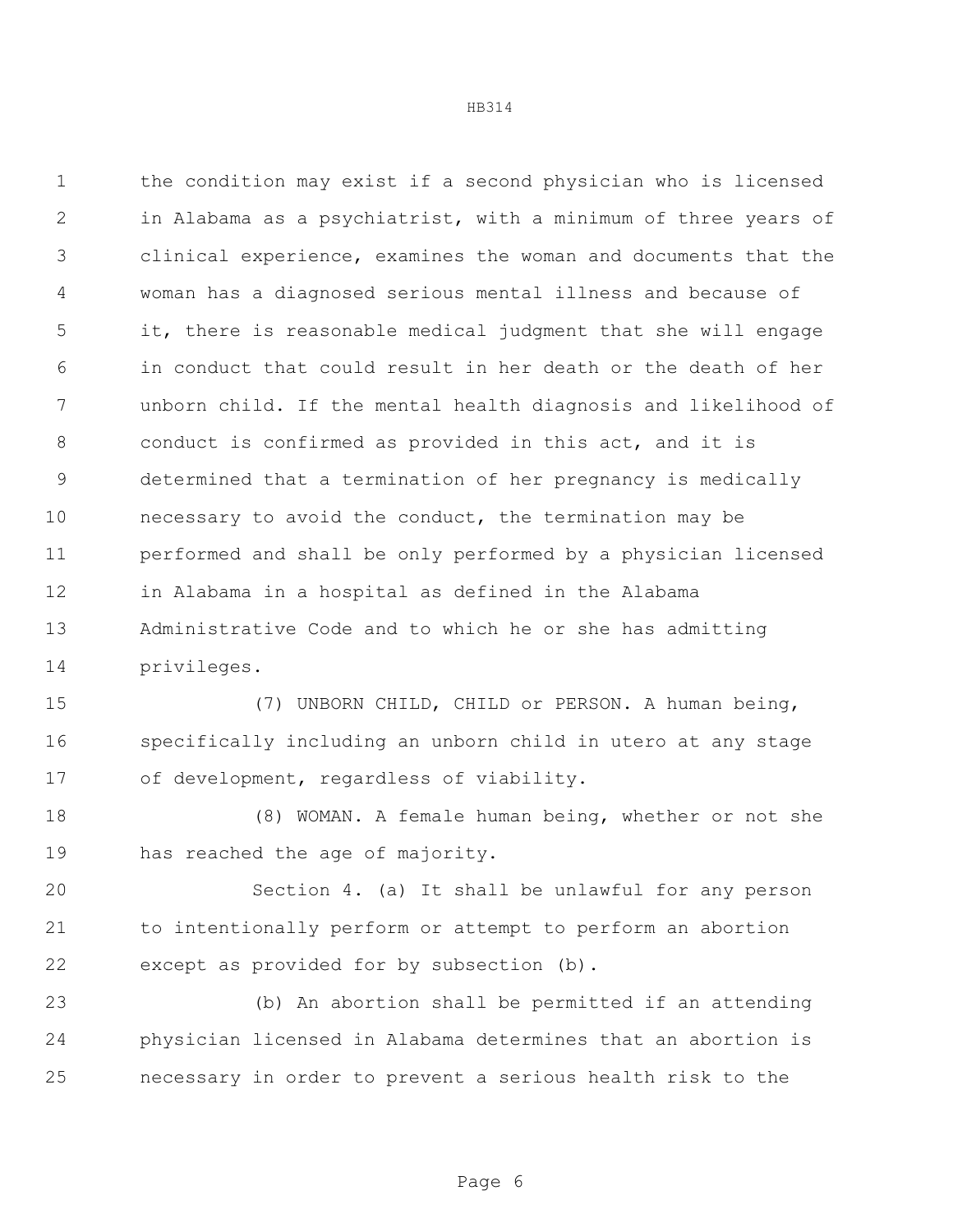the condition may exist if a second physician who is licensed in Alabama as a psychiatrist, with a minimum of three years of clinical experience, examines the woman and documents that the woman has a diagnosed serious mental illness and because of it, there is reasonable medical judgment that she will engage in conduct that could result in her death or the death of her unborn child. If the mental health diagnosis and likelihood of conduct is confirmed as provided in this act, and it is determined that a termination of her pregnancy is medically necessary to avoid the conduct, the termination may be performed and shall be only performed by a physician licensed in Alabama in a hospital as defined in the Alabama Administrative Code and to which he or she has admitting privileges.

(7) UNBORN CHILD, CHILD or PERSON. A human being, specifically including an unborn child in utero at any stage of development, regardless of viability.

(8) WOMAN. A female human being, whether or not she has reached the age of majority.

Section 4. (a) It shall be unlawful for any person to intentionally perform or attempt to perform an abortion except as provided for by subsection (b).

(b) An abortion shall be permitted if an attending physician licensed in Alabama determines that an abortion is necessary in order to prevent a serious health risk to the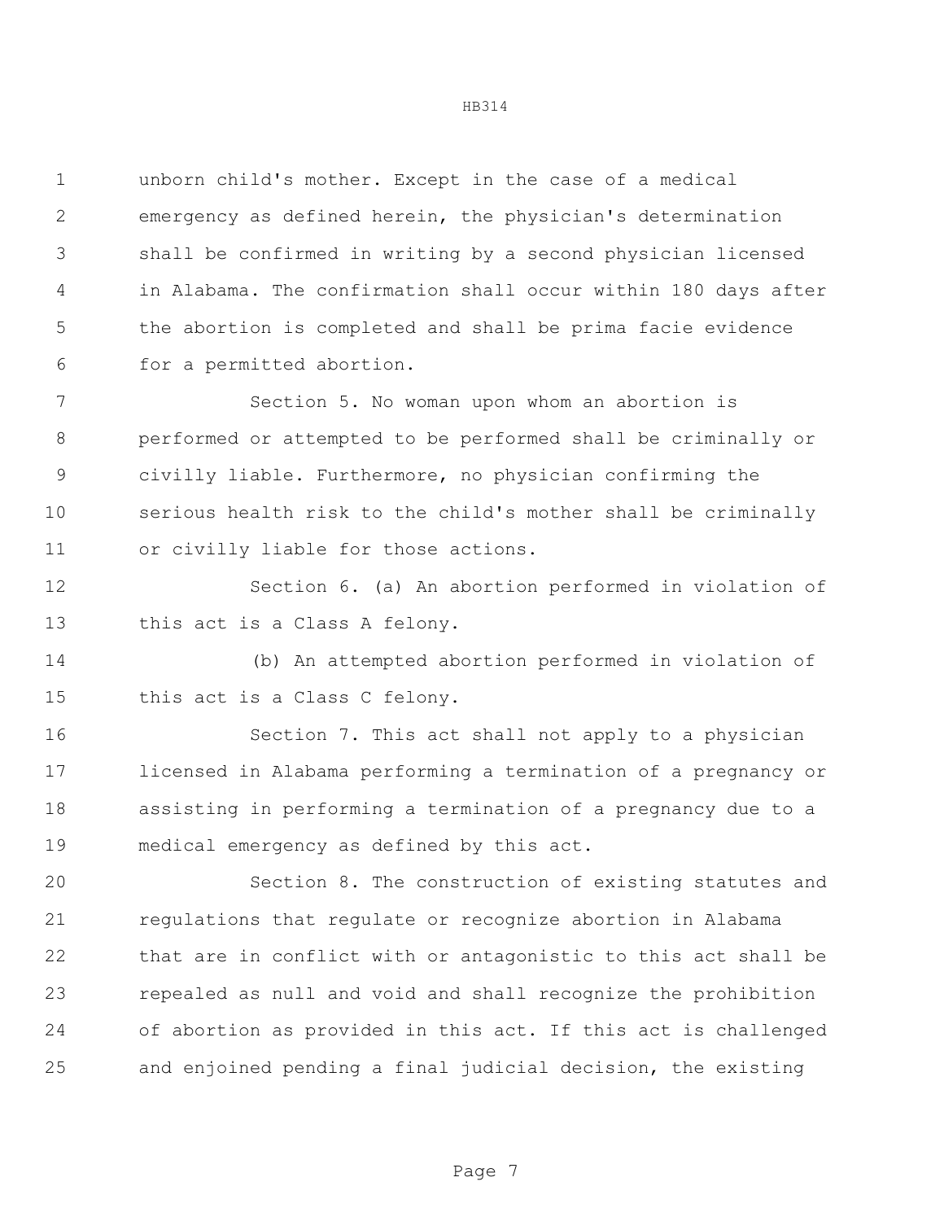unborn child's mother. Except in the case of a medical emergency as defined herein, the physician's determination shall be confirmed in writing by a second physician licensed in Alabama. The confirmation shall occur within 180 days after the abortion is completed and shall be prima facie evidence for a permitted abortion.

Section 5. No woman upon whom an abortion is performed or attempted to be performed shall be criminally or civilly liable. Furthermore, no physician confirming the serious health risk to the child's mother shall be criminally or civilly liable for those actions.

Section 6. (a) An abortion performed in violation of this act is a Class A felony.

(b) An attempted abortion performed in violation of this act is a Class C felony.

Section 7. This act shall not apply to a physician licensed in Alabama performing a termination of a pregnancy or assisting in performing a termination of a pregnancy due to a medical emergency as defined by this act.

Section 8. The construction of existing statutes and regulations that regulate or recognize abortion in Alabama that are in conflict with or antagonistic to this act shall be repealed as null and void and shall recognize the prohibition of abortion as provided in this act. If this act is challenged and enjoined pending a final judicial decision, the existing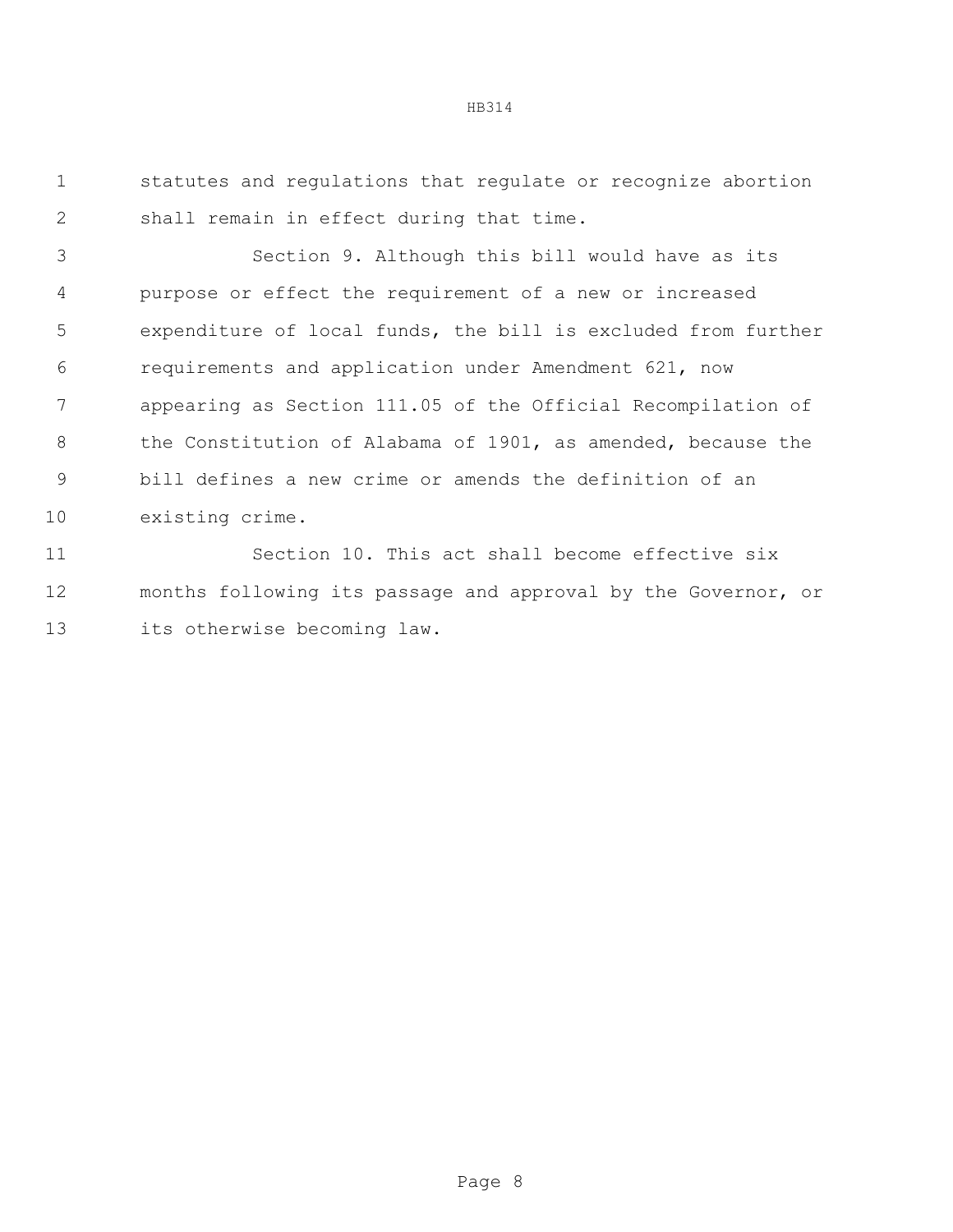statutes and regulations that regulate or recognize abortion shall remain in effect during that time.

Section 9. Although this bill would have as its purpose or effect the requirement of a new or increased expenditure of local funds, the bill is excluded from further requirements and application under Amendment 621, now appearing as Section 111.05 of the Official Recompilation of the Constitution of Alabama of 1901, as amended, because the bill defines a new crime or amends the definition of an existing crime.

Section 10. This act shall become effective six months following its passage and approval by the Governor, or its otherwise becoming law.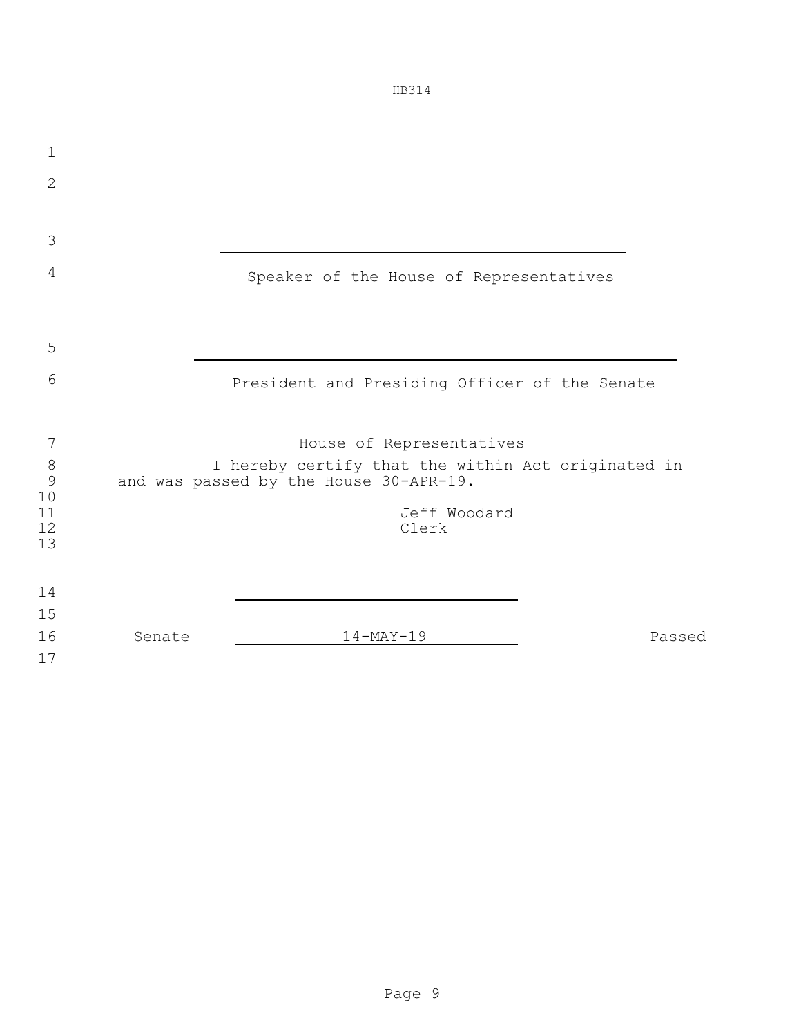Speaker of the House of Representatives

President and Presiding Officer of the Senate

House of Representatives

I hereby certify that the within Act originated in and was passed by the House 30-APR-19.

Jeff Woodard
Clerk

Senate 14-MAY-19 Passed